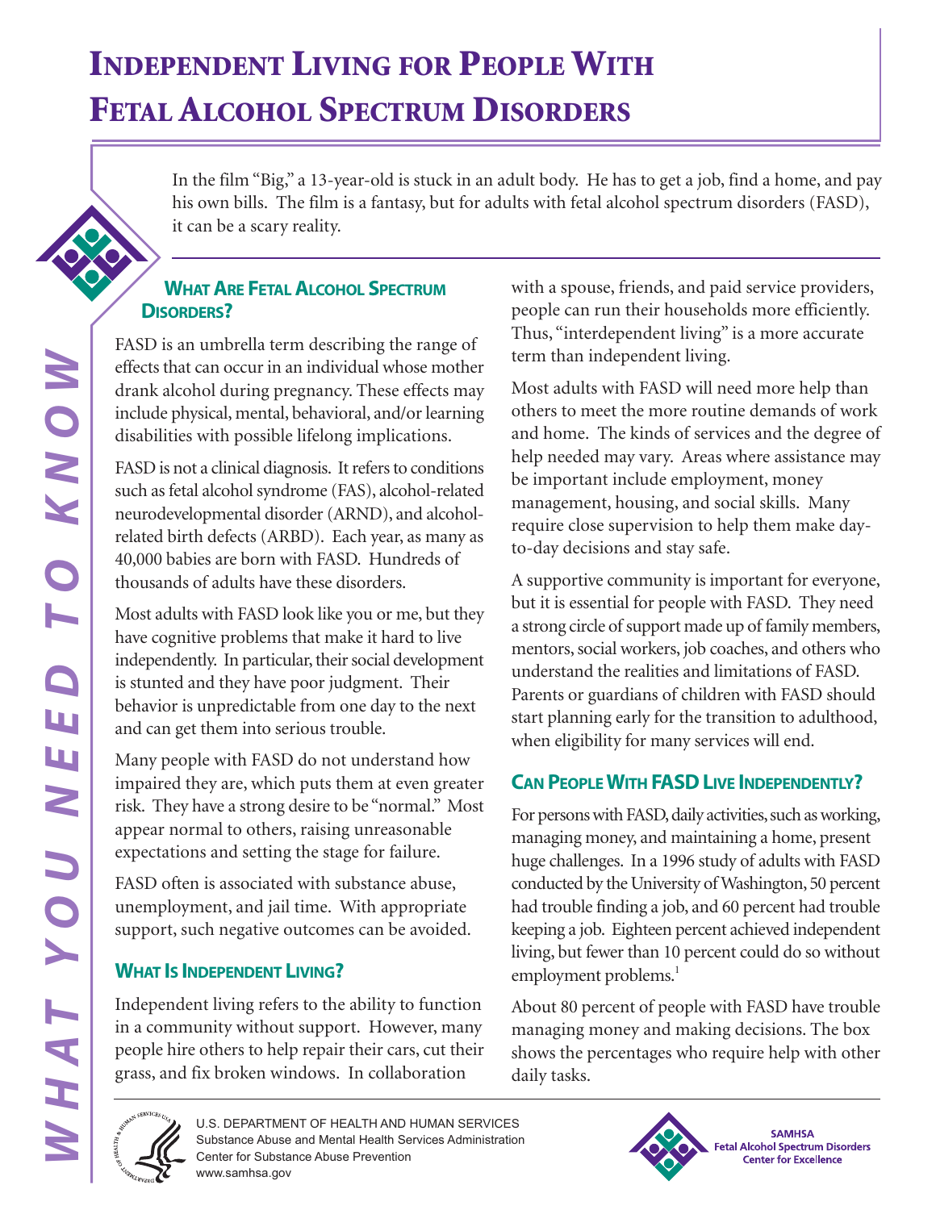# Independent Living for People With Fetal Alcohol Spectrum Disorders

In the film "Big," a 13-year-old is stuck in an adult body. He has to get a job, find a home, and pay his own bills. The film is a fantasy, but for adults with fetal alcohol spectrum disorders (FASD), it can be a scary reality.

## What Are Fetal Alcohol Spectrum Disorders?

FASD is an umbrella term describing the range of effects that can occur in an individual whose mother drank alcohol during pregnancy. These effects may include physical, mental, behavioral, and/or learning disabilities with possible lifelong implications.

FASD is not a clinical diagnosis. It refers to conditions such as fetal alcohol syndrome (FAS), alcohol-related neurodevelopmental disorder (ARND), and alcohol-related birth defects (ARBD). Each year, as many as 40,000 babies are born with FASD. Hundreds of thousands of adults have these disorders.

Most adults with FASD look like you or me, but they have cognitive problems that make it hard to live independently. In particular, their social development is stunted and they have poor judgment. Their behavior is unpredictable from one day to the next and can get them into serious trouble.

Many people with FASD do not understand how impaired they are, which puts them at even greater risk. They have a strong desire to be "normal." Most appear normal to others, raising unreasonable expectations and setting the stage for failure.

FASD often is associated with substance abuse, unemployment, and jail time. With appropriate support, such negative outcomes can be avoided.

## What Is Independent Living?

Independent living refers to the ability to function in a community without support. However, many people hire others to help repair their cars, cut their grass, and fix broken windows. In collaboration with a spouse, friends, and paid service providers, people can run their households more efficiently. Thus, "interdependent living" is a more accurate term than independent living.

Most adults with FASD will need more help than others to meet the more routine demands of work and home. The kinds of services and the degree of help needed may vary. Areas where assistance may be important include employment, money management, housing, and social skills. Many require close supervision to help them make day-to-day decisions and stay safe.

A supportive community is important for everyone, but it is essential for people with FASD. They need a strong circle of support made up of family members, mentors, social workers, job coaches, and others who understand the realities and limitations of FASD. Parents or guardians of children with FASD should start planning early for the transition to adulthood, when eligibility for many services will end.

## Can People With FASD Live Independently?

For persons with FASD, daily activities, such as working, managing money, and maintaining a home, present huge challenges. In a 1996 study of adults with FASD conducted by the University of Washington, 50 percent had trouble finding a job, and 60 percent had trouble keeping a job. Eighteen percent achieved independent living, but fewer than 10 percent could do so without employment problems.[1]

About 80 percent of people with FASD have trouble managing money and making decisions. The box shows the percentages who require help with other daily tasks.

U.S. DEPARTMENT OF HEALTH AND HUMAN SERVICES
Substance Abuse and Mental Health Services Administration
Center for Substance Abuse Prevention
www.samhsa.gov

SAMHSA
Fetal Alcohol Spectrum Disorders
Center for Excellence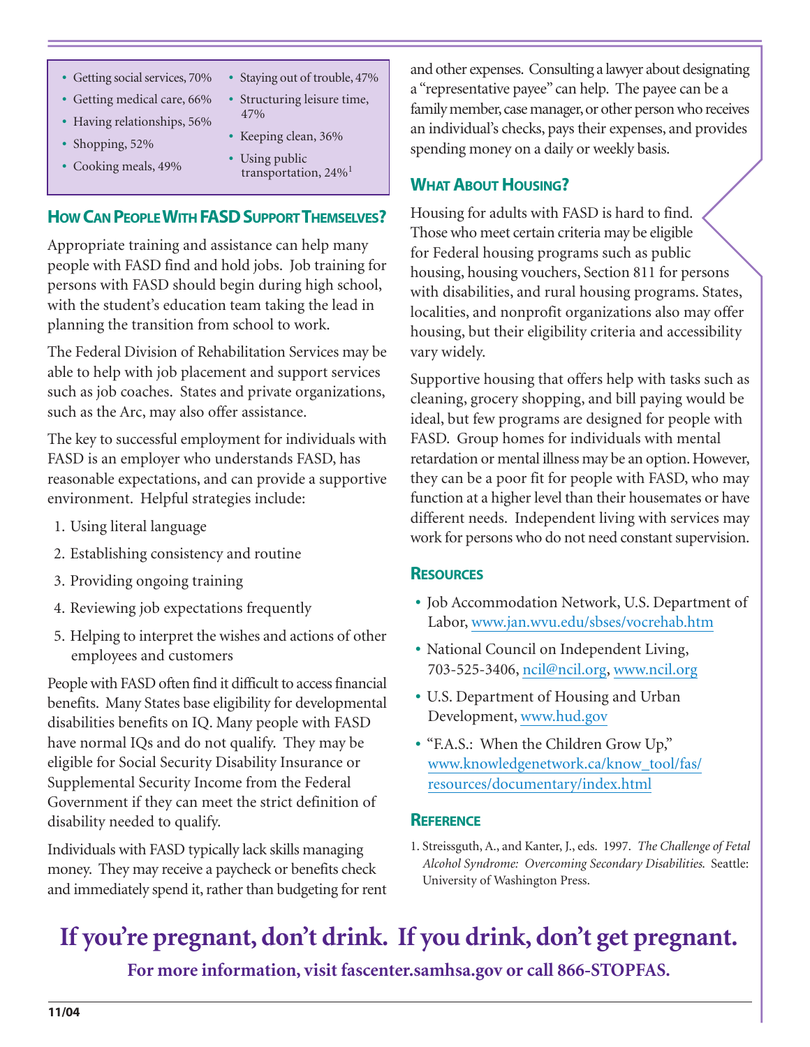- Getting social services, 70%
- Getting medical care, 66%
- Having relationships, 56%
- Shopping, 52%
- Cooking meals, 49%
- Staying out of trouble, 47%
- Structuring leisure time, 47%
- Keeping clean, 36%
- Using public transportation, 24%[1]

## How Can People With FASD Support Themselves?

Appropriate training and assistance can help many people with FASD find and hold jobs. Job training for persons with FASD should begin during high school, with the student's education team taking the lead in planning the transition from school to work.

The Federal Division of Rehabilitation Services may be able to help with job placement and support services such as job coaches. States and private organizations, such as the Arc, may also offer assistance.

The key to successful employment for individuals with FASD is an employer who understands FASD, has reasonable expectations, and can provide a supportive environment. Helpful strategies include:

1. Using literal language
2. Establishing consistency and routine
3. Providing ongoing training
4. Reviewing job expectations frequently
5. Helping to interpret the wishes and actions of other employees and customers

People with FASD often find it difficult to access financial benefits. Many States base eligibility for developmental disabilities benefits on IQ. Many people with FASD have normal IQs and do not qualify. They may be eligible for Social Security Disability Insurance or Supplemental Security Income from the Federal Government if they can meet the strict definition of disability needed to qualify.

Individuals with FASD typically lack skills managing money. They may receive a paycheck or benefits check and immediately spend it, rather than budgeting for rent and other expenses. Consulting a lawyer about designating a "representative payee" can help. The payee can be a family member, case manager, or other person who receives an individual's checks, pays their expenses, and provides spending money on a daily or weekly basis.

## What About Housing?

Housing for adults with FASD is hard to find. Those who meet certain criteria may be eligible for Federal housing programs such as public housing, housing vouchers, Section 811 for persons with disabilities, and rural housing programs. States, localities, and nonprofit organizations also may offer housing, but their eligibility criteria and accessibility vary widely.

Supportive housing that offers help with tasks such as cleaning, grocery shopping, and bill paying would be ideal, but few programs are designed for people with FASD. Group homes for individuals with mental retardation or mental illness may be an option. However, they can be a poor fit for people with FASD, who may function at a higher level than their housemates or have different needs. Independent living with services may work for persons who do not need constant supervision.

## Resources

- Job Accommodation Network, U.S. Department of Labor, www.jan.wvu.edu/sbses/vocrehab.htm
- National Council on Independent Living, 703-525-3406, ncil@ncil.org, www.ncil.org
- U.S. Department of Housing and Urban Development, www.hud.gov
- "F.A.S.: When the Children Grow Up," www.knowledgenetwork.ca/know_tool/fas/resources/documentary/index.html

## Reference

1. Streissguth, A., and Kanter, J., eds. 1997. *The Challenge of Fetal Alcohol Syndrome: Overcoming Secondary Disabilities.* Seattle: University of Washington Press.

**If you're pregnant, don't drink. If you drink, don't get pregnant.**

**For more information, visit fascenter.samhsa.gov or call 866-STOPFAS.**

11/04